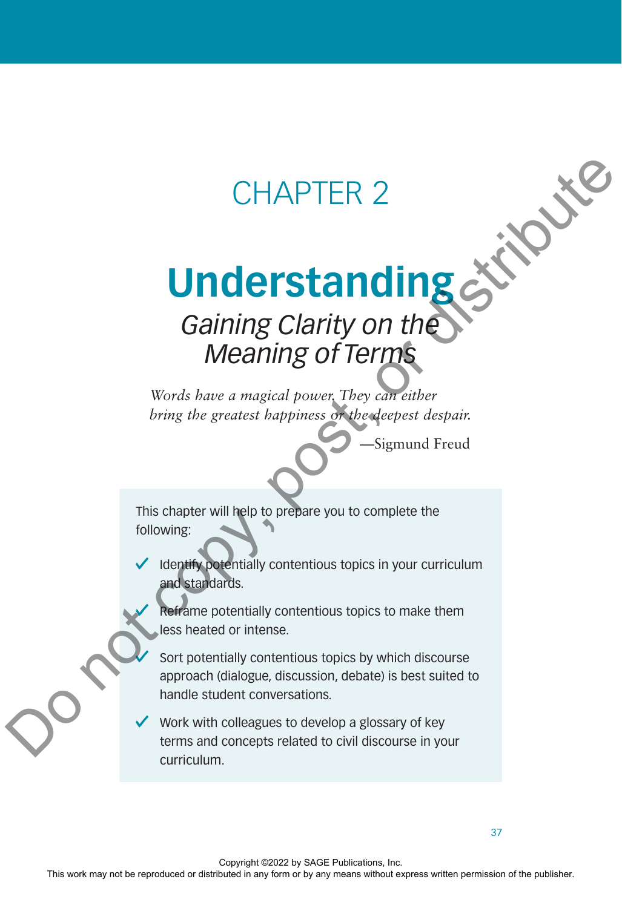CHAPTER 2

# Understanding

## *Gaining Clarity on the Meaning of Terms*

*Words have a magical power. They can either bring the greatest happiness or the deepest despair.*

—Sigmund Freud

This chapter will help to prepare you to complete the following:

- ✓ Identify potentially contentious topics in your curriculum and standards.
- ✓ Reframe potentially contentious topics to make them less heated or intense.
- ✓ Sort potentially contentious topics by which discourse approach (dialogue, discussion, debate) is best suited to handle student conversations.
- ✓ Work with colleagues to develop a glossary of key terms and concepts related to civil discourse in your curriculum.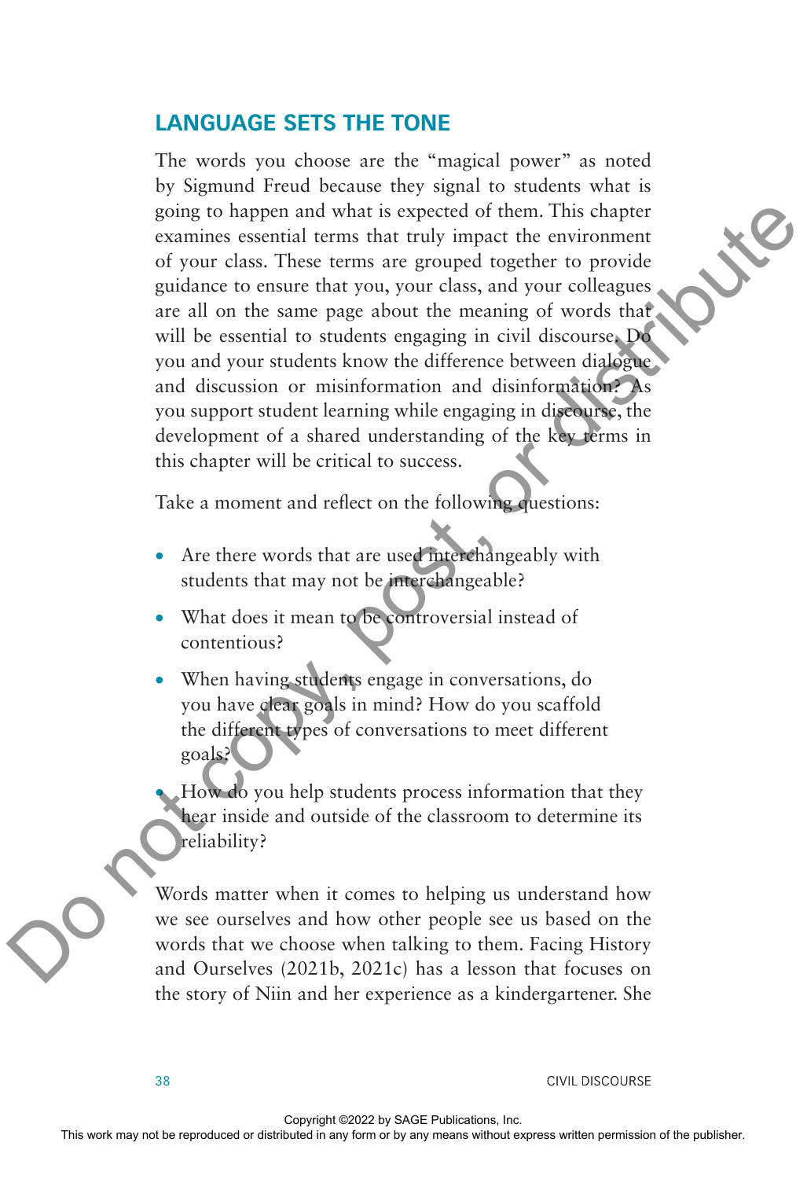## LANGUAGE SETS THE TONE

The words you choose are the "magical power" as noted by Sigmund Freud because they signal to students what is going to happen and what is expected of them. This chapter examines essential terms that truly impact the environment of your class. These terms are grouped together to provide guidance to ensure that you, your class, and your colleagues are all on the same page about the meaning of words that will be essential to students engaging in civil discourse. Do you and your students know the difference between dialogue and discussion or misinformation and disinformation? As you support student learning while engaging in discourse, the development of a shared understanding of the key terms in this chapter will be critical to success.

Take a moment and reflect on the following questions:

- Are there words that are used interchangeably with students that may not be interchangeable?
- What does it mean to be controversial instead of contentious?
- When having students engage in conversations, do you have clear goals in mind? How do you scaffold the different types of conversations to meet different goals?
- How do you help students process information that they hear inside and outside of the classroom to determine its reliability?

Words matter when it comes to helping us understand how we see ourselves and how other people see us based on the words that we choose when talking to them. Facing History and Ourselves (2021b, 2021c) has a lesson that focuses on the story of Niin and her experience as a kindergartener. She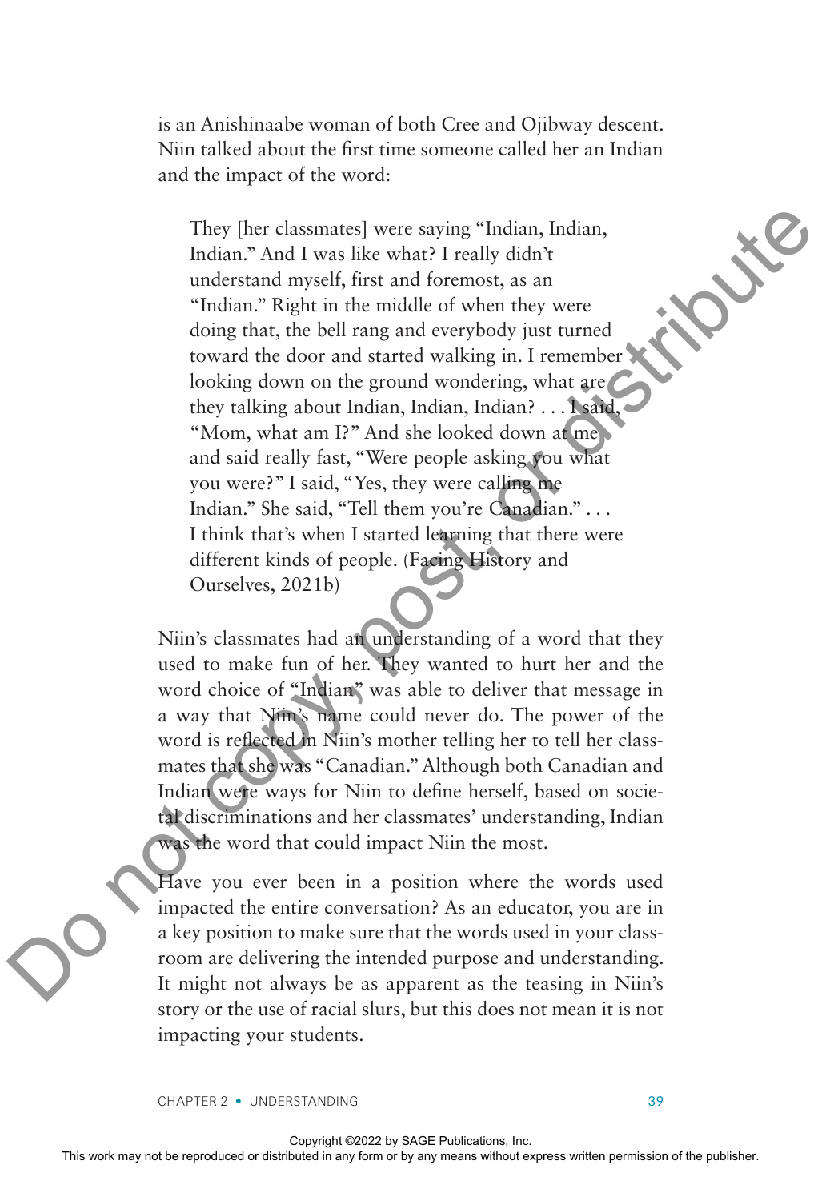is an Anishinaabe woman of both Cree and Ojibway descent. Niin talked about the first time someone called her an Indian and the impact of the word:

> They [her classmates] were saying "Indian, Indian, Indian." And I was like what? I really didn't understand myself, first and foremost, as an "Indian." Right in the middle of when they were doing that, the bell rang and everybody just turned toward the door and started walking in. I remember looking down on the ground wondering, what are they talking about Indian, Indian, Indian? . . . I said, "Mom, what am I?" And she looked down at me and said really fast, "Were people asking you what you were?" I said, "Yes, they were calling me Indian." She said, "Tell them you're Canadian." . . . I think that's when I started learning that there were different kinds of people. (Facing History and Ourselves, 2021b)

Niin's classmates had an understanding of a word that they used to make fun of her. They wanted to hurt her and the word choice of "Indian" was able to deliver that message in a way that Niin's name could never do. The power of the word is reflected in Niin's mother telling her to tell her classmates that she was "Canadian." Although both Canadian and Indian were ways for Niin to define herself, based on societal discriminations and her classmates' understanding, Indian was the word that could impact Niin the most.

Have you ever been in a position where the words used impacted the entire conversation? As an educator, you are in a key position to make sure that the words used in your classroom are delivering the intended purpose and understanding. It might not always be as apparent as the teasing in Niin's story or the use of racial slurs, but this does not mean it is not impacting your students.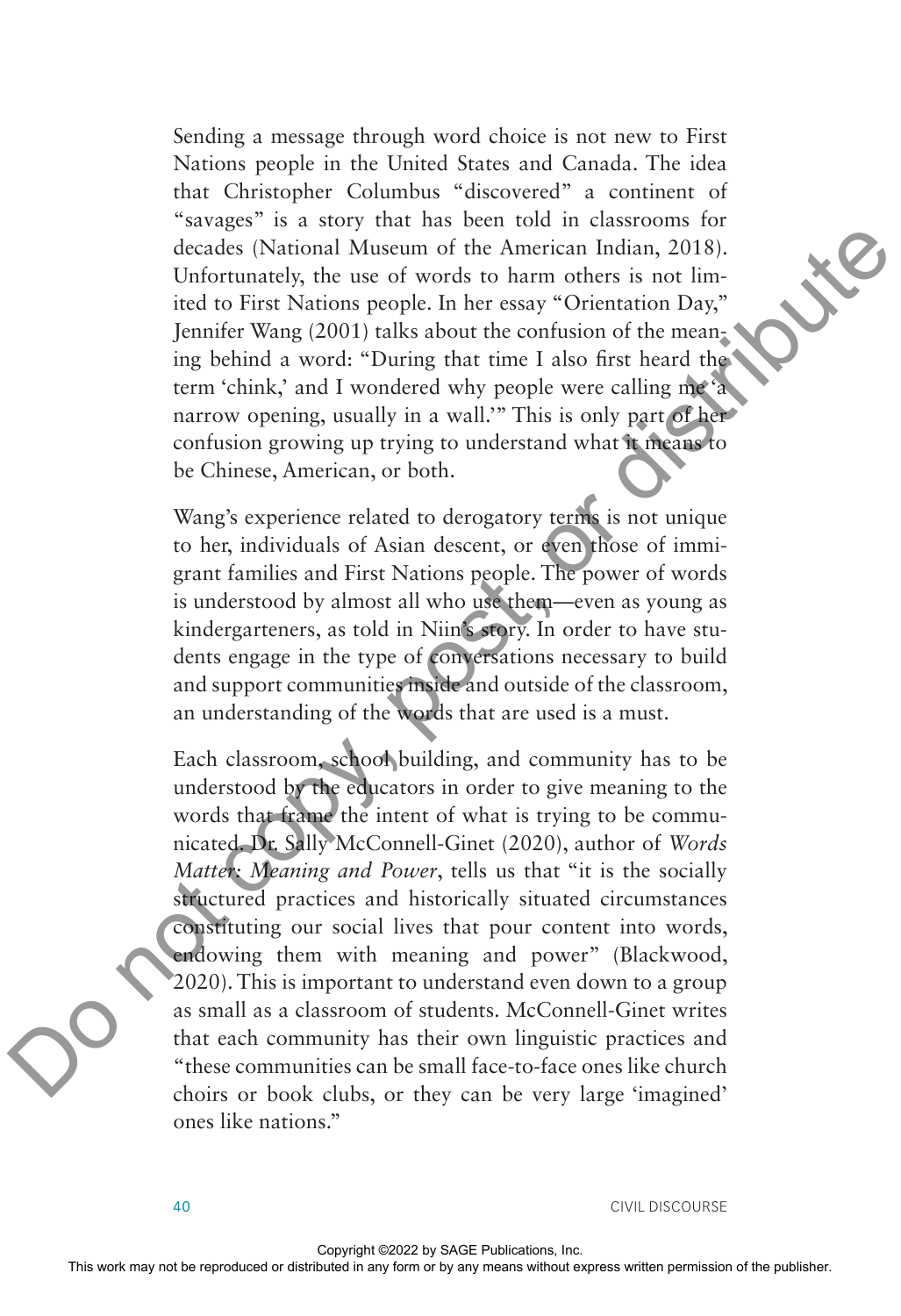Sending a message through word choice is not new to First Nations people in the United States and Canada. The idea that Christopher Columbus "discovered" a continent of "savages" is a story that has been told in classrooms for decades (National Museum of the American Indian, 2018). Unfortunately, the use of words to harm others is not limited to First Nations people. In her essay "Orientation Day," Jennifer Wang (2001) talks about the confusion of the meaning behind a word: "During that time I also first heard the term 'chink,' and I wondered why people were calling me 'a narrow opening, usually in a wall.'" This is only part of her confusion growing up trying to understand what it means to be Chinese, American, or both.

Wang's experience related to derogatory terms is not unique to her, individuals of Asian descent, or even those of immigrant families and First Nations people. The power of words is understood by almost all who use them—even as young as kindergarteners, as told in Niin's story. In order to have students engage in the type of conversations necessary to build and support communities inside and outside of the classroom, an understanding of the words that are used is a must.

Each classroom, school building, and community has to be understood by the educators in order to give meaning to the words that frame the intent of what is trying to be communicated. Dr. Sally McConnell-Ginet (2020), author of *Words Matter: Meaning and Power*, tells us that "it is the socially structured practices and historically situated circumstances constituting our social lives that pour content into words, endowing them with meaning and power" (Blackwood, 2020). This is important to understand even down to a group as small as a classroom of students. McConnell-Ginet writes that each community has their own linguistic practices and "these communities can be small face-to-face ones like church choirs or book clubs, or they can be very large 'imagined' ones like nations."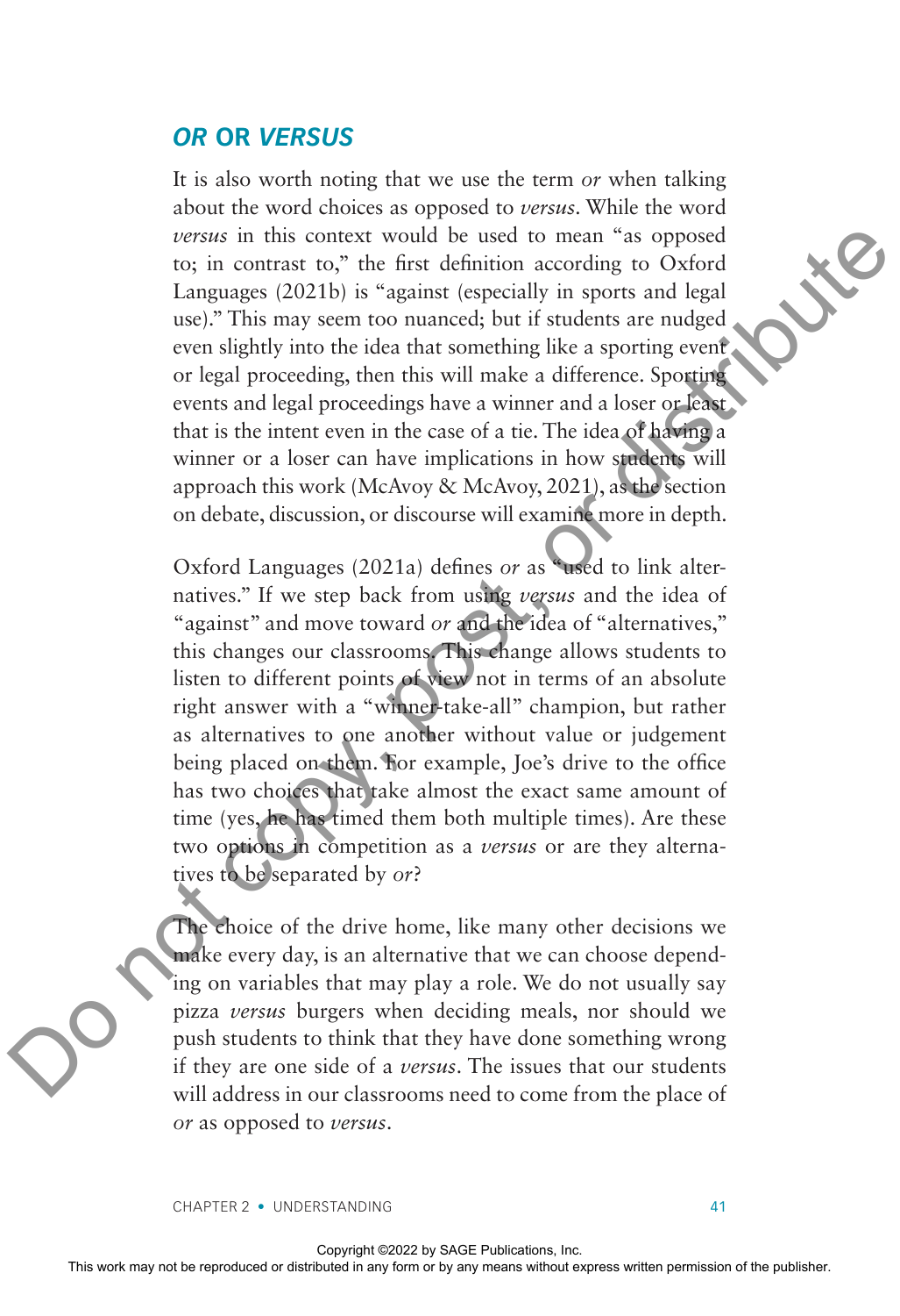## *OR* OR *VERSUS*

It is also worth noting that we use the term *or* when talking about the word choices as opposed to *versus*. While the word *versus* in this context would be used to mean "as opposed to; in contrast to," the first definition according to Oxford Languages (2021b) is "against (especially in sports and legal use)." This may seem too nuanced; but if students are nudged even slightly into the idea that something like a sporting event or legal proceeding, then this will make a difference. Sporting events and legal proceedings have a winner and a loser or least that is the intent even in the case of a tie. The idea of having a winner or a loser can have implications in how students will approach this work (McAvoy & McAvoy, 2021), as the section on debate, discussion, or discourse will examine more in depth.

Oxford Languages (2021a) defines *or* as "used to link alternatives." If we step back from using *versus* and the idea of "against" and move toward *or* and the idea of "alternatives," this changes our classrooms. This change allows students to listen to different points of view not in terms of an absolute right answer with a "winner-take-all" champion, but rather as alternatives to one another without value or judgement being placed on them. For example, Joe's drive to the office has two choices that take almost the exact same amount of time (yes, he has timed them both multiple times). Are these two options in competition as a *versus* or are they alternatives to be separated by *or*?

The choice of the drive home, like many other decisions we make every day, is an alternative that we can choose depending on variables that may play a role. We do not usually say pizza *versus* burgers when deciding meals, nor should we push students to think that they have done something wrong if they are one side of a *versus*. The issues that our students will address in our classrooms need to come from the place of *or* as opposed to *versus*.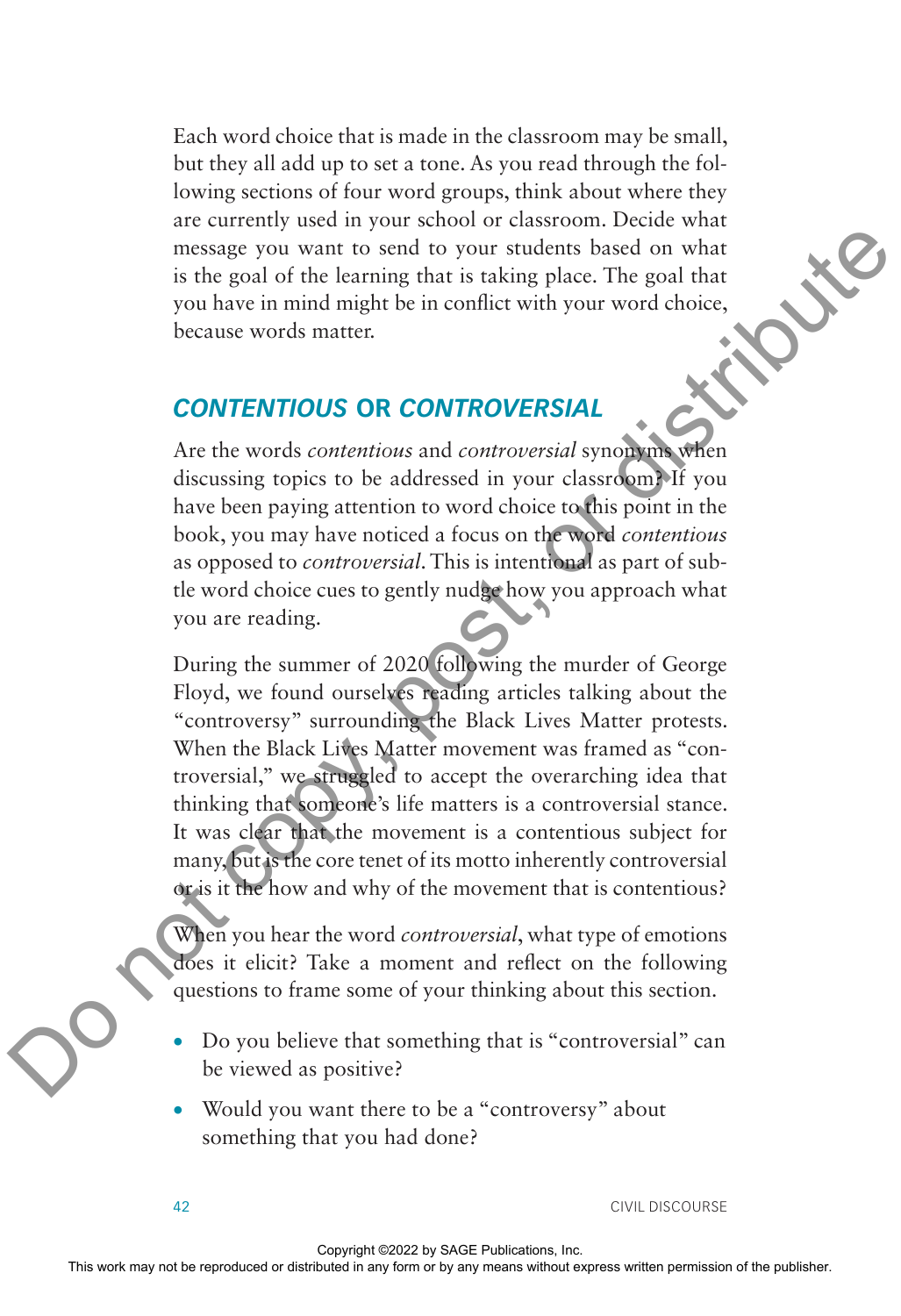Each word choice that is made in the classroom may be small, but they all add up to set a tone. As you read through the following sections of four word groups, think about where they are currently used in your school or classroom. Decide what message you want to send to your students based on what is the goal of the learning that is taking place. The goal that you have in mind might be in conflict with your word choice, because words matter.

## *CONTENTIOUS* OR *CONTROVERSIAL*

Are the words *contentious* and *controversial* synonyms when discussing topics to be addressed in your classroom? If you have been paying attention to word choice to this point in the book, you may have noticed a focus on the word *contentious* as opposed to *controversial*. This is intentional as part of subtle word choice cues to gently nudge how you approach what you are reading.

During the summer of 2020 following the murder of George Floyd, we found ourselves reading articles talking about the "controversy" surrounding the Black Lives Matter protests. When the Black Lives Matter movement was framed as "controversial," we struggled to accept the overarching idea that thinking that someone's life matters is a controversial stance. It was clear that the movement is a contentious subject for many, but is the core tenet of its motto inherently controversial or is it the how and why of the movement that is contentious?

When you hear the word *controversial*, what type of emotions does it elicit? Take a moment and reflect on the following questions to frame some of your thinking about this section.

- Do you believe that something that is "controversial" can be viewed as positive?
- Would you want there to be a "controversy" about something that you had done?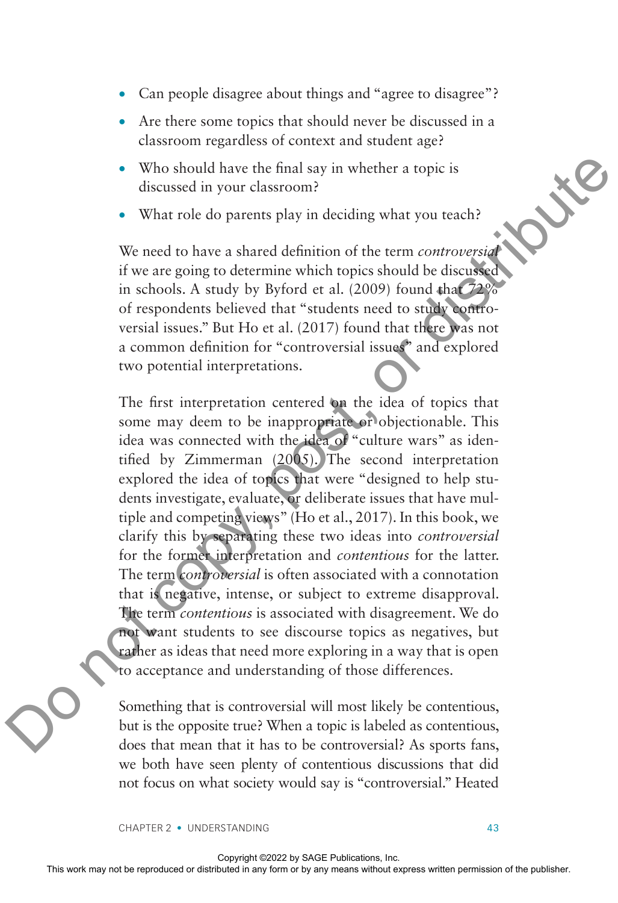- Can people disagree about things and "agree to disagree"?
- Are there some topics that should never be discussed in a classroom regardless of context and student age?
- Who should have the final say in whether a topic is discussed in your classroom?
- What role do parents play in deciding what you teach?

We need to have a shared definition of the term *controversial* if we are going to determine which topics should be discussed in schools. A study by Byford et al. (2009) found that 72% of respondents believed that "students need to study controversial issues." But Ho et al. (2017) found that there was not a common definition for "controversial issues" and explored two potential interpretations.

The first interpretation centered on the idea of topics that some may deem to be inappropriate or objectionable. This idea was connected with the idea of "culture wars" as identified by Zimmerman (2005). The second interpretation explored the idea of topics that were "designed to help students investigate, evaluate, or deliberate issues that have multiple and competing views" (Ho et al., 2017). In this book, we clarify this by separating these two ideas into *controversial* for the former interpretation and *contentious* for the latter. The term *controversial* is often associated with a connotation that is negative, intense, or subject to extreme disapproval. The term *contentious* is associated with disagreement. We do not want students to see discourse topics as negatives, but rather as ideas that need more exploring in a way that is open to acceptance and understanding of those differences.

Something that is controversial will most likely be contentious, but is the opposite true? When a topic is labeled as contentious, does that mean that it has to be controversial? As sports fans, we both have seen plenty of contentious discussions that did not focus on what society would say is "controversial." Heated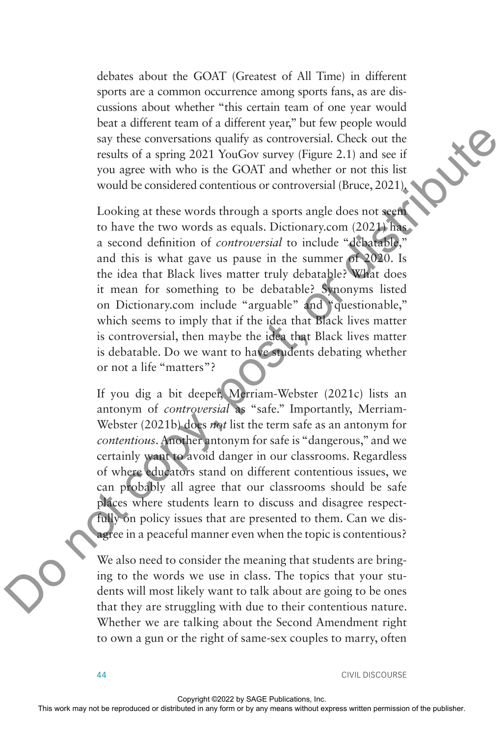debates about the GOAT (Greatest of All Time) in different sports are a common occurrence among sports fans, as are discussions about whether "this certain team of one year would beat a different team of a different year," but few people would say these conversations qualify as controversial. Check out the results of a spring 2021 YouGov survey (Figure 2.1) and see if you agree with who is the GOAT and whether or not this list would be considered contentious or controversial (Bruce, 2021).

Looking at these words through a sports angle does not seem to have the two words as equals. Dictionary.com (2021) has a second definition of *controversial* to include "debatable," and this is what gave us pause in the summer of 2020. Is the idea that Black lives matter truly debatable? What does it mean for something to be debatable? Synonyms listed on Dictionary.com include "arguable" and "questionable," which seems to imply that if the idea that Black lives matter is controversial, then maybe the idea that Black lives matter is debatable. Do we want to have students debating whether or not a life "matters"?

If you dig a bit deeper, Merriam-Webster (2021c) lists an antonym of *controversial* as "safe." Importantly, Merriam-Webster (2021b) does *not* list the term safe as an antonym for *contentious*. Another antonym for safe is "dangerous," and we certainly want to avoid danger in our classrooms. Regardless of where educators stand on different contentious issues, we can probably all agree that our classrooms should be safe places where students learn to discuss and disagree respectfully on policy issues that are presented to them. Can we disagree in a peaceful manner even when the topic is contentious?

We also need to consider the meaning that students are bringing to the words we use in class. The topics that your students will most likely want to talk about are going to be ones that they are struggling with due to their contentious nature. Whether we are talking about the Second Amendment right to own a gun or the right of same-sex couples to marry, often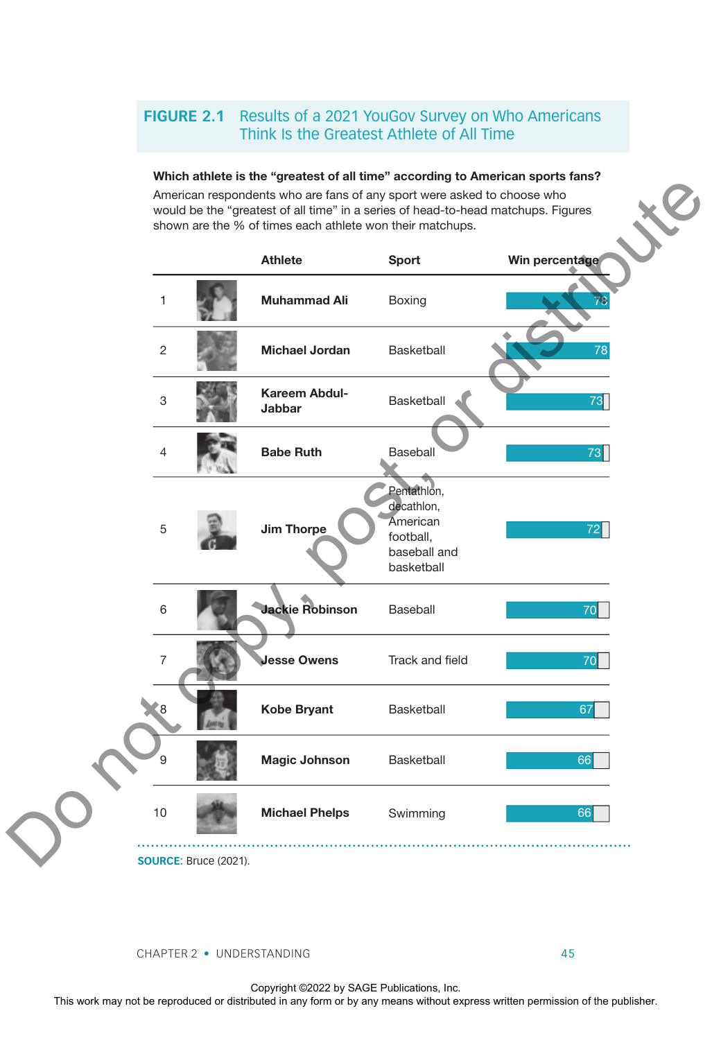**FIGURE 2.1** Results of a 2021 YouGov Survey on Who Americans Think Is the Greatest Athlete of All Time

**Which athlete is the "greatest of all time" according to American sports fans?**

American respondents who are fans of any sport were asked to choose who would be the "greatest of all time" in a series of head-to-head matchups. Figures shown are the % of times each athlete won their matchups.

| | Athlete | Sport | Win percentage |
|---|---|---|---|
| 1 | **Muhammad Ali** | Boxing | 78 |
| 2 | **Michael Jordan** | Basketball | 78 |
| 3 | **Kareem Abdul-Jabbar** | Basketball | 73 |
| 4 | **Babe Ruth** | Baseball | 73 |
| 5 | **Jim Thorpe** | Pentathlon, decathlon, American football, baseball and basketball | 72 |
| 6 | **Jackie Robinson** | Baseball | 70 |
| 7 | **Jesse Owens** | Track and field | 70 |
| 8 | **Kobe Bryant** | Basketball | 67 |
| 9 | **Magic Johnson** | Basketball | 66 |
| 10 | **Michael Phelps** | Swimming | 66 |

**SOURCE:** Bruce (2021).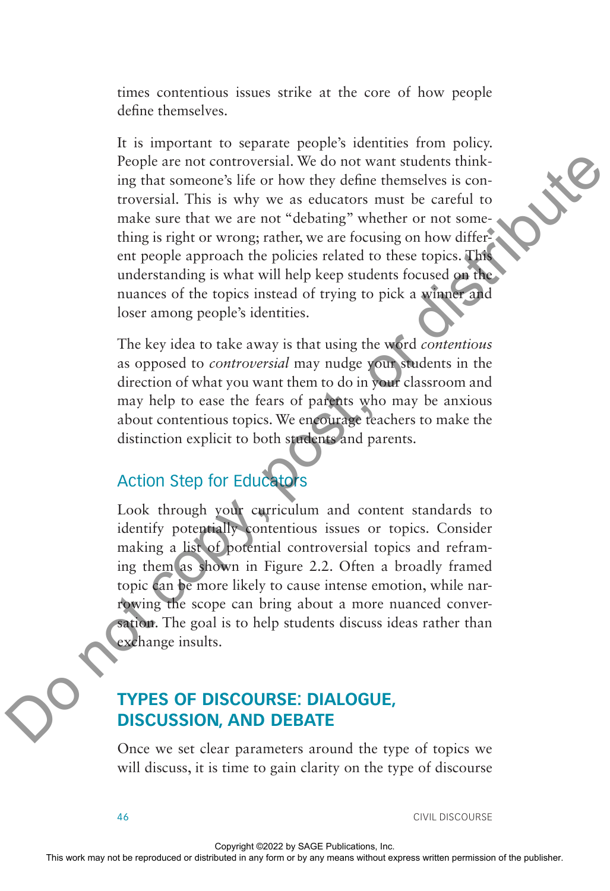times contentious issues strike at the core of how people define themselves.

It is important to separate people's identities from policy. People are not controversial. We do not want students thinking that someone's life or how they define themselves is controversial. This is why we as educators must be careful to make sure that we are not "debating" whether or not something is right or wrong; rather, we are focusing on how different people approach the policies related to these topics. This understanding is what will help keep students focused on the nuances of the topics instead of trying to pick a winner and loser among people's identities.

The key idea to take away is that using the word *contentious* as opposed to *controversial* may nudge your students in the direction of what you want them to do in your classroom and may help to ease the fears of parents who may be anxious about contentious topics. We encourage teachers to make the distinction explicit to both students and parents.

### Action Step for Educators

Look through your curriculum and content standards to identify potentially contentious issues or topics. Consider making a list of potential controversial topics and reframing them as shown in Figure 2.2. Often a broadly framed topic can be more likely to cause intense emotion, while narrowing the scope can bring about a more nuanced conversation. The goal is to help students discuss ideas rather than exchange insults.

## TYPES OF DISCOURSE: DIALOGUE, DISCUSSION, AND DEBATE

Once we set clear parameters around the type of topics we will discuss, it is time to gain clarity on the type of discourse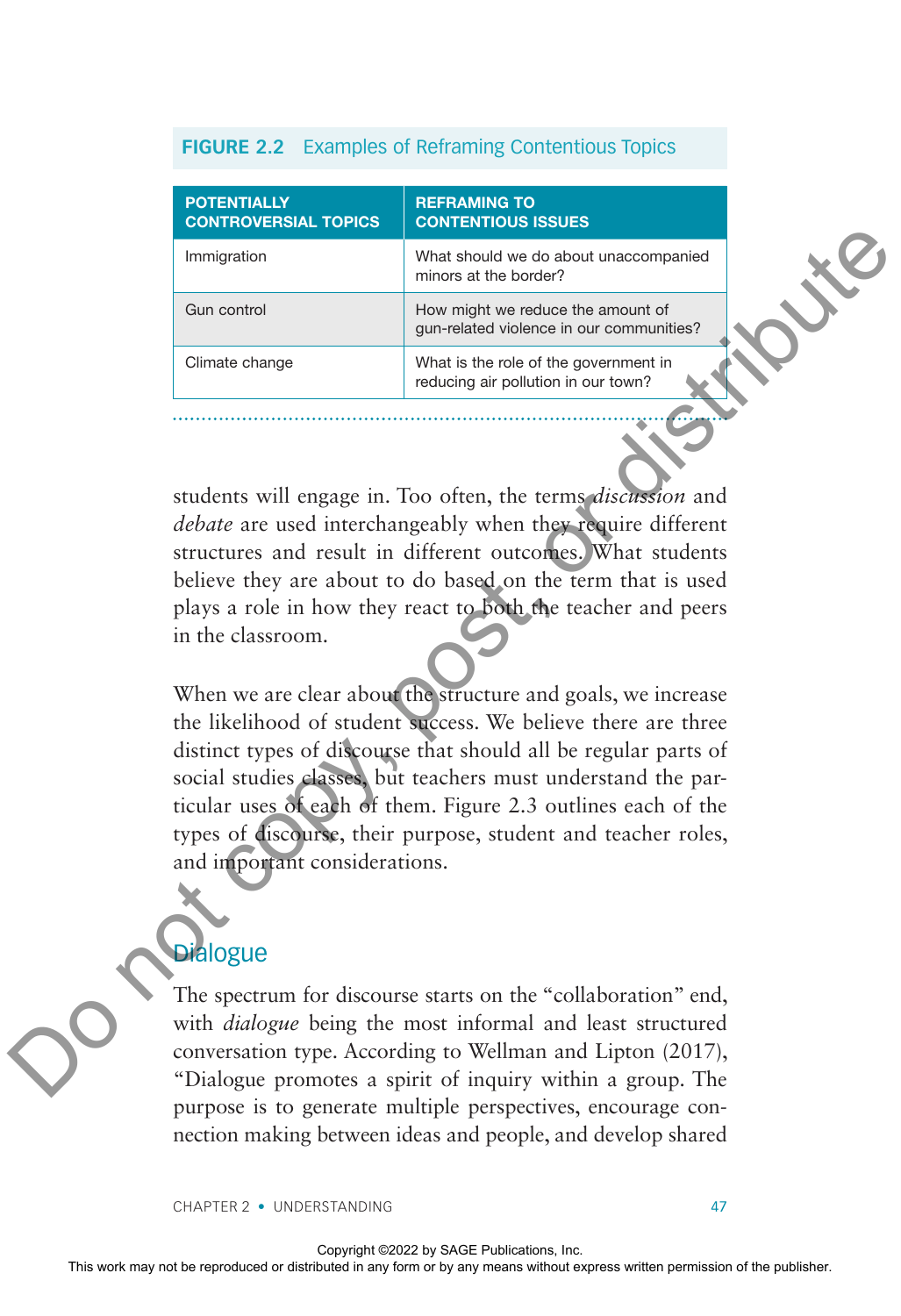**FIGURE 2.2** Examples of Reframing Contentious Topics

| POTENTIALLY CONTROVERSIAL TOPICS | REFRAMING TO CONTENTIOUS ISSUES |
|---|---|
| Immigration | What should we do about unaccompanied minors at the border? |
| Gun control | How might we reduce the amount of gun-related violence in our communities? |
| Climate change | What is the role of the government in reducing air pollution in our town? |

students will engage in. Too often, the terms *discussion* and *debate* are used interchangeably when they require different structures and result in different outcomes. What students believe they are about to do based on the term that is used plays a role in how they react to both the teacher and peers in the classroom.

When we are clear about the structure and goals, we increase the likelihood of student success. We believe there are three distinct types of discourse that should all be regular parts of social studies classes, but teachers must understand the particular uses of each of them. Figure 2.3 outlines each of the types of discourse, their purpose, student and teacher roles, and important considerations.

## Dialogue

The spectrum for discourse starts on the "collaboration" end, with *dialogue* being the most informal and least structured conversation type. According to Wellman and Lipton (2017), "Dialogue promotes a spirit of inquiry within a group. The purpose is to generate multiple perspectives, encourage connection making between ideas and people, and develop shared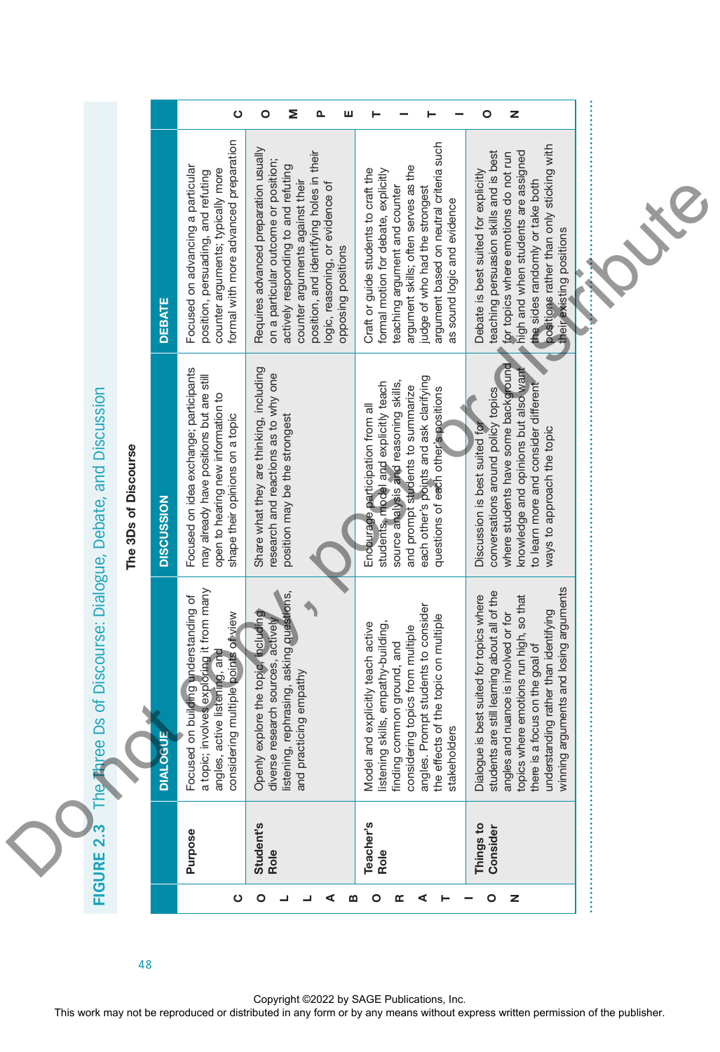**FIGURE 2.3** The Three Ds of Discourse: Dialogue, Debate, and Discussion

**The 3Ds of Discourse**

| | **COLLABORATION** | | **COMPETITION** |
|---|---|---|---|
| | **DIALOGUE** | **DISCUSSION** | **DEBATE** |
| **Purpose** | Focused on building understanding of a topic; involves exploring it from many angles, active listening, and considering multiple points of view | Focused on idea exchange; participants may already have positions but are still open to hearing new information to shape their opinions on a topic | Focused on advancing a particular position, persuading, and refuting counter arguments; typically more formal with more advanced preparation |
| **Student's Role** | Openly explore the topic, including diverse research sources, actively listening, rephrasing, asking questions, and practicing empathy | Share what they are thinking, including research and reactions as to why one position may be the strongest | Requires advanced preparation usually on a particular outcome or position; actively responding to and refuting counter arguments against their position, and identifying holes in their logic, reasoning, or evidence of opposing positions |
| **Teacher's Role** | Model and explicitly teach active listening skills, empathy-building, finding common ground, and considering topics from multiple angles. Prompt students to consider the effects of the topic on multiple stakeholders | Encourage participation from all students, model and explicitly teach source analysis and reasoning skills, and prompt students to summarize each other's points and ask clarifying questions of each other's positions | Craft or guide students to craft the formal motion for debate, explicitly teaching argument and counter argument skills; often serves as the judge of who had the strongest argument based on neutral criteria such as sound logic and evidence |
| **Things to Consider** | Dialogue is best suited for topics where students are still learning about all of the angles and nuance is involved or for topics where emotions run high, so that there is a focus on the goal of understanding rather than identifying winning arguments and losing arguments | Discussion is best suited for conversations around policy topics where students have some background knowledge and opinions but also want to learn more and consider different ways to approach the topic | Debate is best suited for explicitly teaching persuasion skills and is best for topics where emotions do not run high and when students are assigned the sides randomly or take both positions rather than only sticking with their existing positions |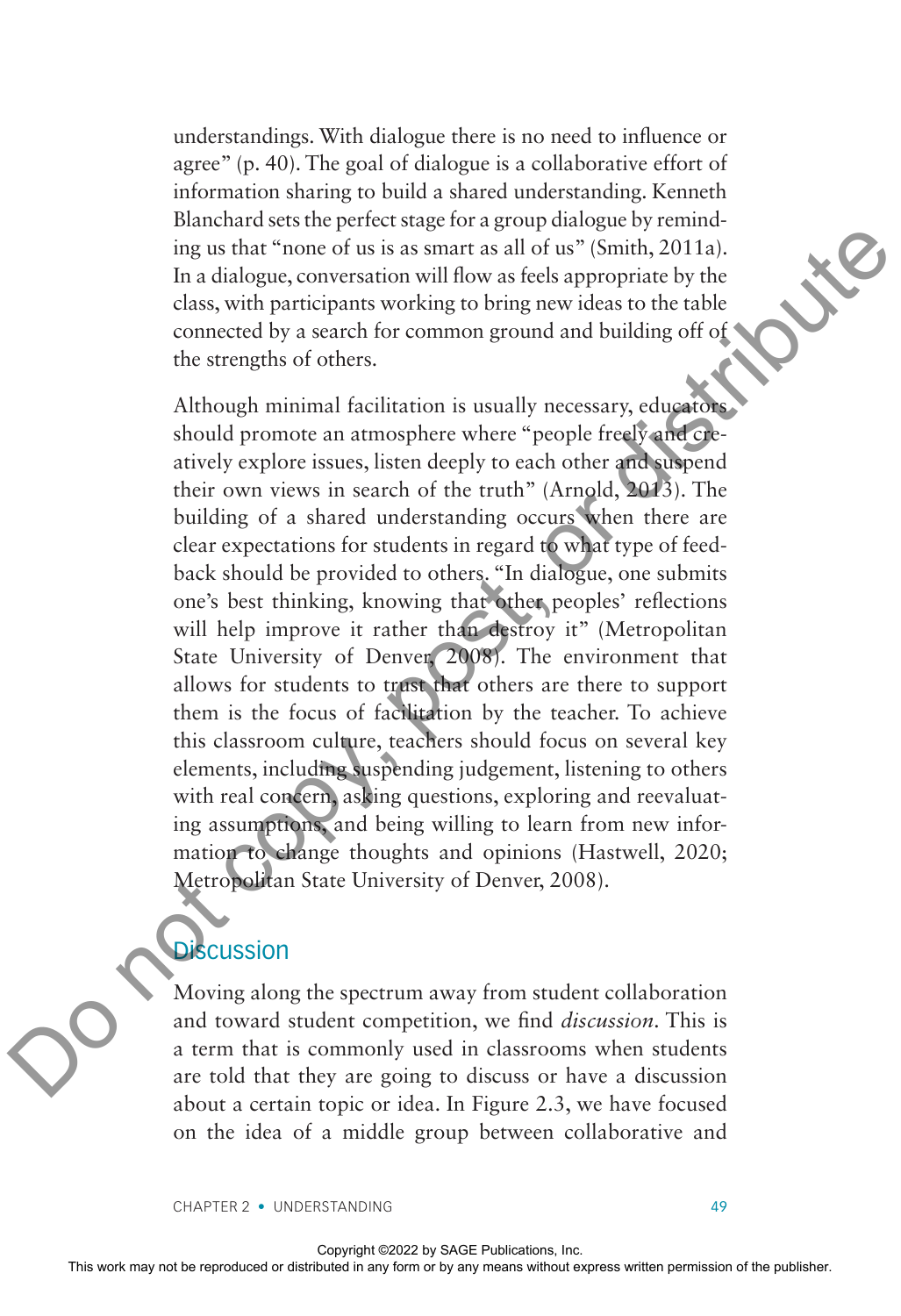understandings. With dialogue there is no need to influence or agree" (p. 40). The goal of dialogue is a collaborative effort of information sharing to build a shared understanding. Kenneth Blanchard sets the perfect stage for a group dialogue by reminding us that "none of us is as smart as all of us" (Smith, 2011a). In a dialogue, conversation will flow as feels appropriate by the class, with participants working to bring new ideas to the table connected by a search for common ground and building off of the strengths of others.

Although minimal facilitation is usually necessary, educators should promote an atmosphere where "people freely and creatively explore issues, listen deeply to each other and suspend their own views in search of the truth" (Arnold, 2013). The building of a shared understanding occurs when there are clear expectations for students in regard to what type of feedback should be provided to others. "In dialogue, one submits one's best thinking, knowing that other peoples' reflections will help improve it rather than destroy it" (Metropolitan State University of Denver, 2008). The environment that allows for students to trust that others are there to support them is the focus of facilitation by the teacher. To achieve this classroom culture, teachers should focus on several key elements, including suspending judgement, listening to others with real concern, asking questions, exploring and reevaluating assumptions, and being willing to learn from new information to change thoughts and opinions (Hastwell, 2020; Metropolitan State University of Denver, 2008).

## Discussion

Moving along the spectrum away from student collaboration and toward student competition, we find *discussion*. This is a term that is commonly used in classrooms when students are told that they are going to discuss or have a discussion about a certain topic or idea. In Figure 2.3, we have focused on the idea of a middle group between collaborative and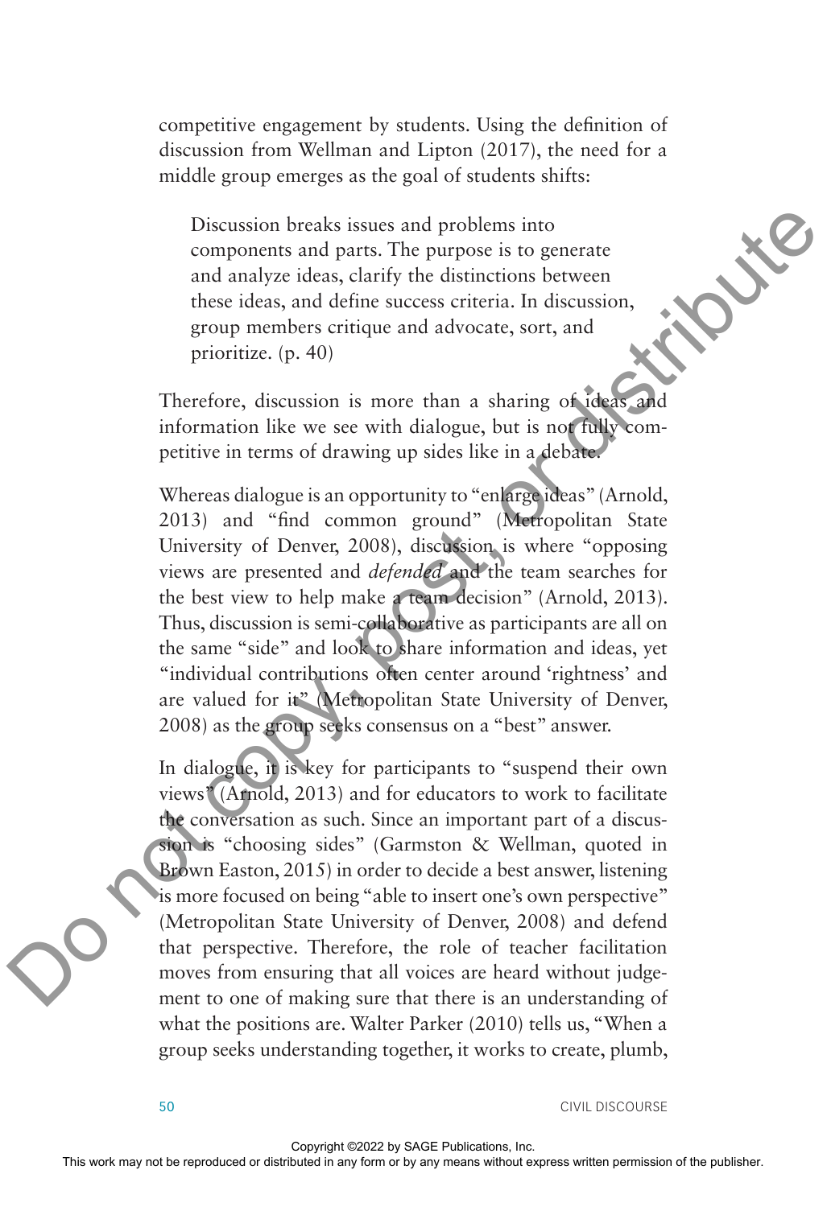competitive engagement by students. Using the definition of discussion from Wellman and Lipton (2017), the need for a middle group emerges as the goal of students shifts:

> Discussion breaks issues and problems into components and parts. The purpose is to generate and analyze ideas, clarify the distinctions between these ideas, and define success criteria. In discussion, group members critique and advocate, sort, and prioritize. (p. 40)

Therefore, discussion is more than a sharing of ideas and information like we see with dialogue, but is not fully competitive in terms of drawing up sides like in a debate.

Whereas dialogue is an opportunity to "enlarge ideas" (Arnold, 2013) and "find common ground" (Metropolitan State University of Denver, 2008), discussion is where "opposing views are presented and *defended* and the team searches for the best view to help make a team decision" (Arnold, 2013). Thus, discussion is semi-collaborative as participants are all on the same "side" and look to share information and ideas, yet "individual contributions often center around 'rightness' and are valued for it" (Metropolitan State University of Denver, 2008) as the group seeks consensus on a "best" answer.

In dialogue, it is key for participants to "suspend their own views" (Arnold, 2013) and for educators to work to facilitate the conversation as such. Since an important part of a discussion is "choosing sides" (Garmston & Wellman, quoted in Brown Easton, 2015) in order to decide a best answer, listening is more focused on being "able to insert one's own perspective" (Metropolitan State University of Denver, 2008) and defend that perspective. Therefore, the role of teacher facilitation moves from ensuring that all voices are heard without judgement to one of making sure that there is an understanding of what the positions are. Walter Parker (2010) tells us, "When a group seeks understanding together, it works to create, plumb,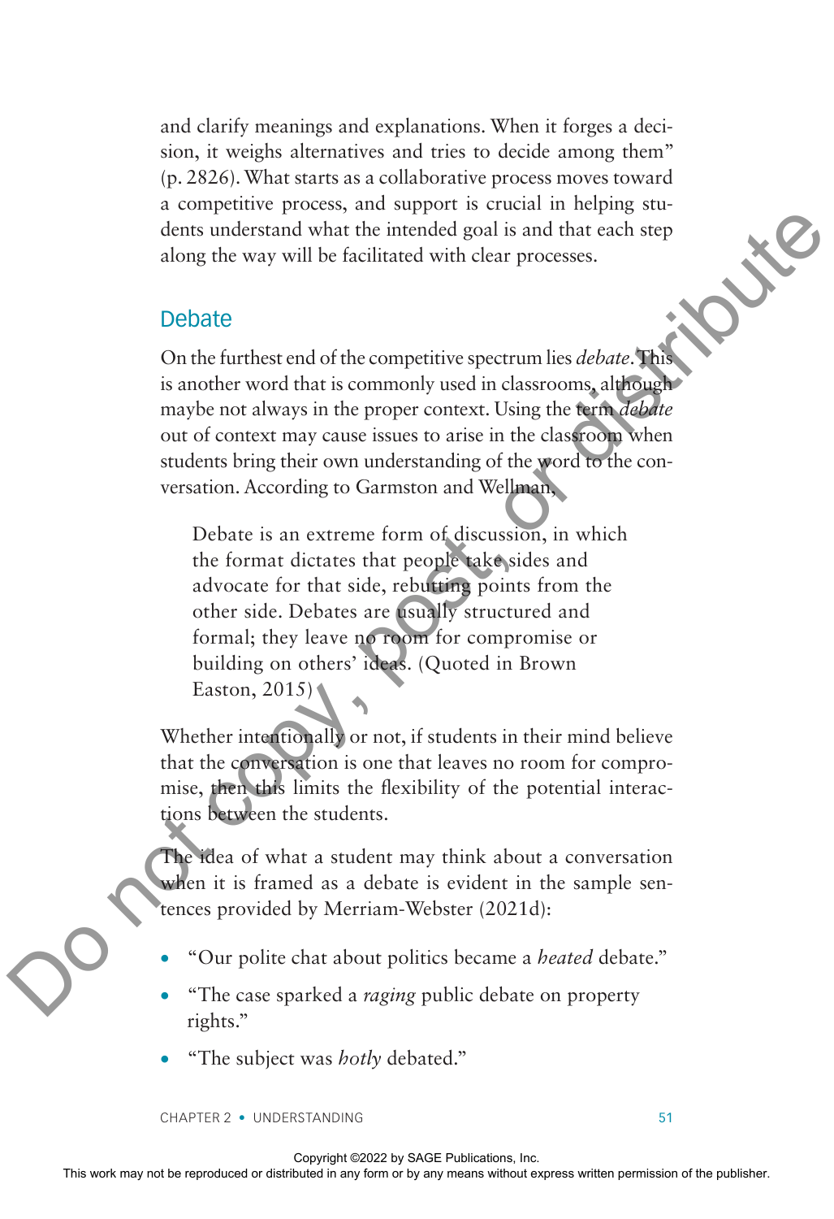and clarify meanings and explanations. When it forges a decision, it weighs alternatives and tries to decide among them" (p. 2826). What starts as a collaborative process moves toward a competitive process, and support is crucial in helping students understand what the intended goal is and that each step along the way will be facilitated with clear processes.

## Debate

On the furthest end of the competitive spectrum lies *debate*. This is another word that is commonly used in classrooms, although maybe not always in the proper context. Using the term *debate* out of context may cause issues to arise in the classroom when students bring their own understanding of the word to the conversation. According to Garmston and Wellman,

> Debate is an extreme form of discussion, in which the format dictates that people take sides and advocate for that side, rebutting points from the other side. Debates are usually structured and formal; they leave no room for compromise or building on others' ideas. (Quoted in Brown Easton, 2015)

Whether intentionally or not, if students in their mind believe that the conversation is one that leaves no room for compromise, then this limits the flexibility of the potential interactions between the students.

The idea of what a student may think about a conversation when it is framed as a debate is evident in the sample sentences provided by Merriam-Webster (2021d):

- "Our polite chat about politics became a *heated* debate."
- "The case sparked a *raging* public debate on property rights."
- "The subject was *hotly* debated."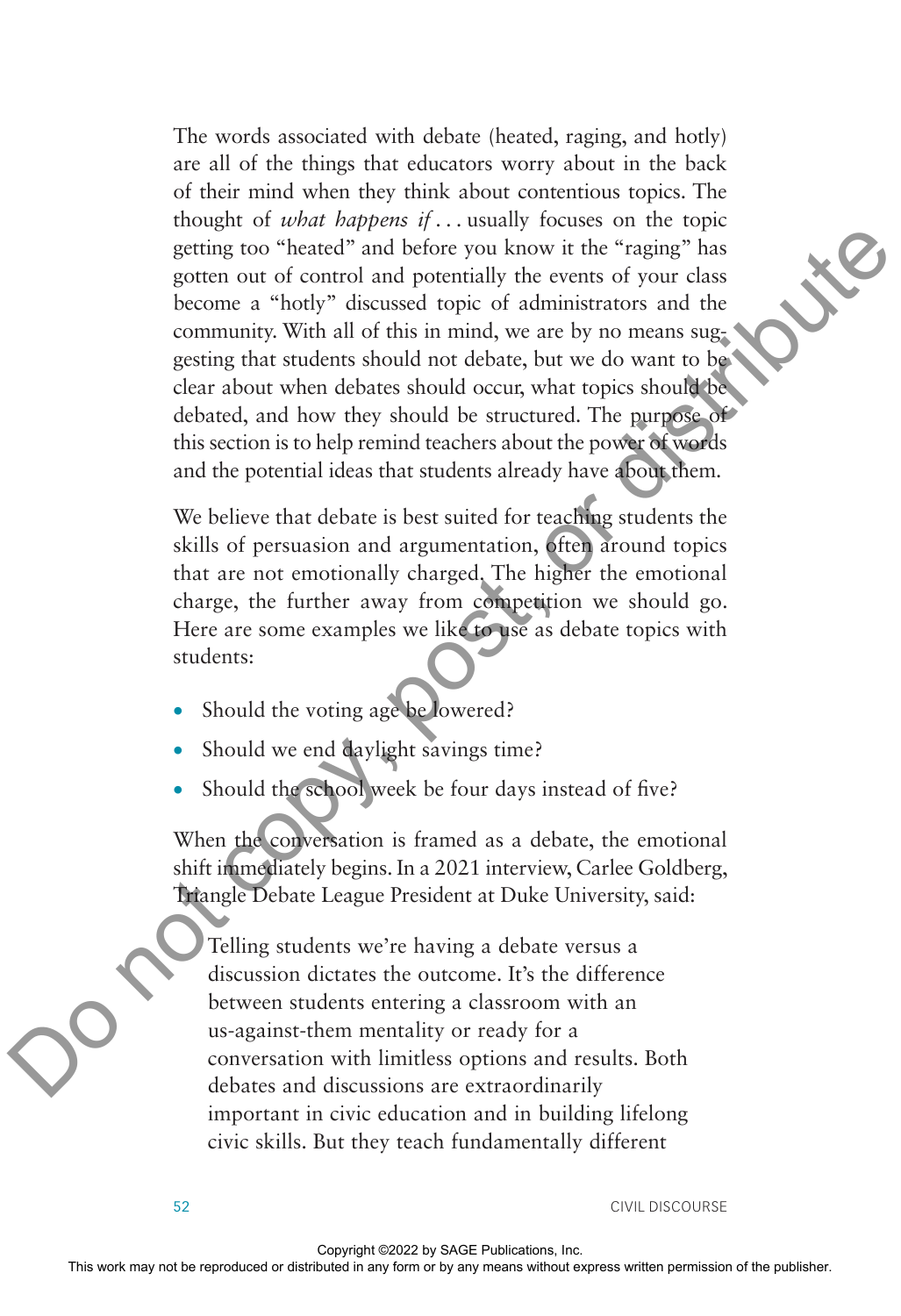The words associated with debate (heated, raging, and hotly) are all of the things that educators worry about in the back of their mind when they think about contentious topics. The thought of *what happens if* . . . usually focuses on the topic getting too "heated" and before you know it the "raging" has gotten out of control and potentially the events of your class become a "hotly" discussed topic of administrators and the community. With all of this in mind, we are by no means suggesting that students should not debate, but we do want to be clear about when debates should occur, what topics should be debated, and how they should be structured. The purpose of this section is to help remind teachers about the power of words and the potential ideas that students already have about them.

We believe that debate is best suited for teaching students the skills of persuasion and argumentation, often around topics that are not emotionally charged. The higher the emotional charge, the further away from competition we should go. Here are some examples we like to use as debate topics with students:

- Should the voting age be lowered?
- Should we end daylight savings time?
- Should the school week be four days instead of five?

When the conversation is framed as a debate, the emotional shift immediately begins. In a 2021 interview, Carlee Goldberg, Triangle Debate League President at Duke University, said:

> Telling students we're having a debate versus a discussion dictates the outcome. It's the difference between students entering a classroom with an us-against-them mentality or ready for a conversation with limitless options and results. Both debates and discussions are extraordinarily important in civic education and in building lifelong civic skills. But they teach fundamentally different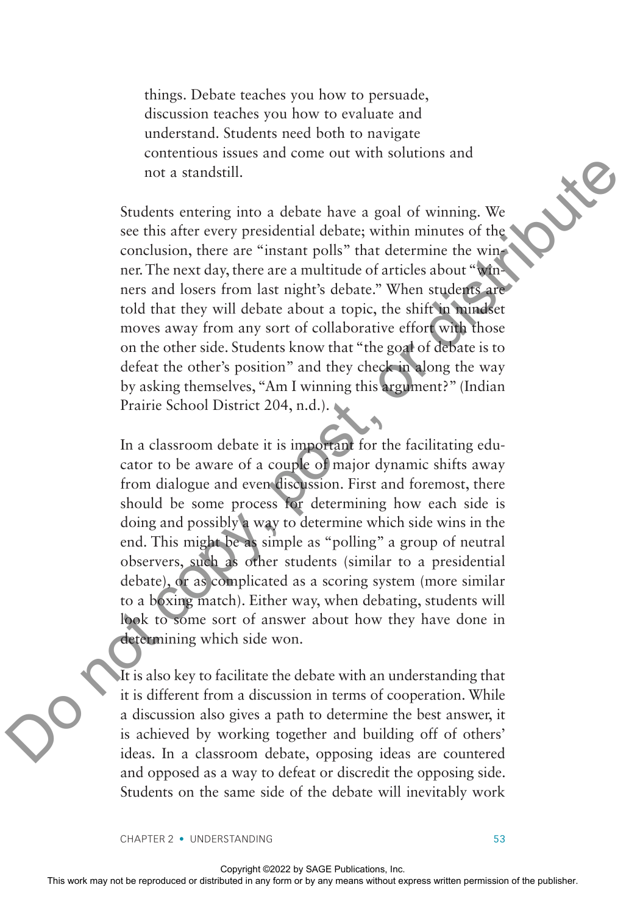things. Debate teaches you how to persuade, discussion teaches you how to evaluate and understand. Students need both to navigate contentious issues and come out with solutions and not a standstill.

Students entering into a debate have a goal of winning. We see this after every presidential debate; within minutes of the conclusion, there are "instant polls" that determine the winner. The next day, there are a multitude of articles about "winners and losers from last night's debate." When students are told that they will debate about a topic, the shift in mindset moves away from any sort of collaborative effort with those on the other side. Students know that "the goal of debate is to defeat the other's position" and they check in along the way by asking themselves, "Am I winning this argument?" (Indian Prairie School District 204, n.d.).

In a classroom debate it is important for the facilitating educator to be aware of a couple of major dynamic shifts away from dialogue and even discussion. First and foremost, there should be some process for determining how each side is doing and possibly a way to determine which side wins in the end. This might be as simple as "polling" a group of neutral observers, such as other students (similar to a presidential debate), or as complicated as a scoring system (more similar to a boxing match). Either way, when debating, students will look to some sort of answer about how they have done in determining which side won.

It is also key to facilitate the debate with an understanding that it is different from a discussion in terms of cooperation. While a discussion also gives a path to determine the best answer, it is achieved by working together and building off of others' ideas. In a classroom debate, opposing ideas are countered and opposed as a way to defeat or discredit the opposing side. Students on the same side of the debate will inevitably work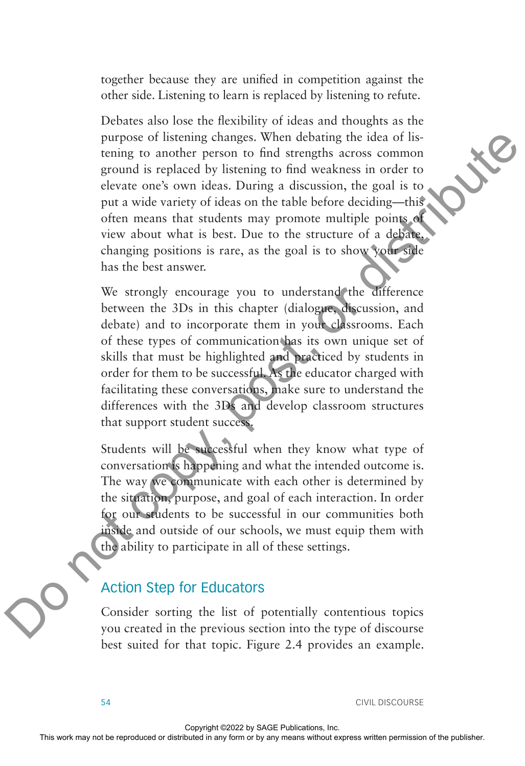together because they are unified in competition against the other side. Listening to learn is replaced by listening to refute.

Debates also lose the flexibility of ideas and thoughts as the purpose of listening changes. When debating the idea of listening to another person to find strengths across common ground is replaced by listening to find weakness in order to elevate one's own ideas. During a discussion, the goal is to put a wide variety of ideas on the table before deciding—this often means that students may promote multiple points of view about what is best. Due to the structure of a debate, changing positions is rare, as the goal is to show your side has the best answer.

We strongly encourage you to understand the difference between the 3Ds in this chapter (dialogue, discussion, and debate) and to incorporate them in your classrooms. Each of these types of communication has its own unique set of skills that must be highlighted and practiced by students in order for them to be successful. As the educator charged with facilitating these conversations, make sure to understand the differences with the 3Ds and develop classroom structures that support student success.

Students will be successful when they know what type of conversation is happening and what the intended outcome is. The way we communicate with each other is determined by the situation, purpose, and goal of each interaction. In order for our students to be successful in our communities both inside and outside of our schools, we must equip them with the ability to participate in all of these settings.

## Action Step for Educators

Consider sorting the list of potentially contentious topics you created in the previous section into the type of discourse best suited for that topic. Figure 2.4 provides an example.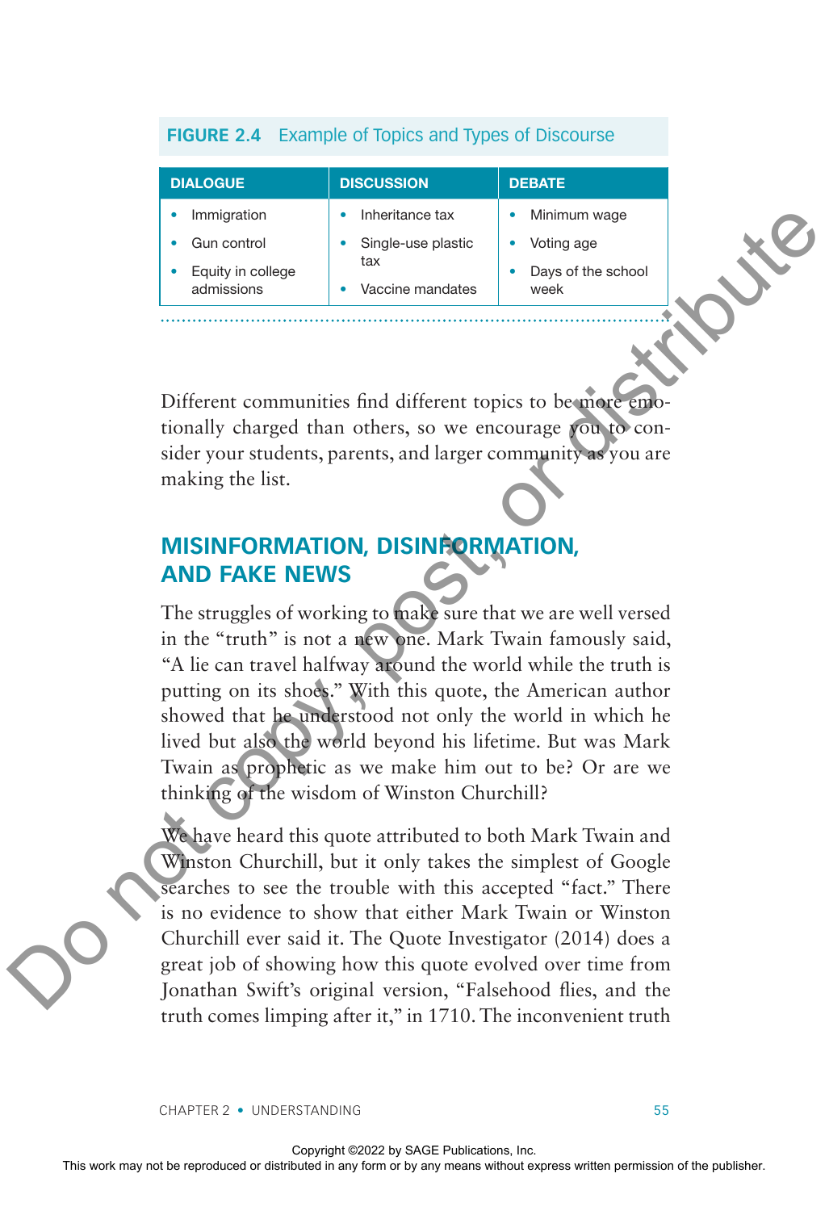**FIGURE 2.4** Example of Topics and Types of Discourse

| DIALOGUE | DISCUSSION | DEBATE |
|---|---|---|
| • Immigration<br>• Gun control<br>• Equity in college admissions | • Inheritance tax<br>• Single-use plastic tax<br>• Vaccine mandates | • Minimum wage<br>• Voting age<br>• Days of the school week |

Different communities find different topics to be more emotionally charged than others, so we encourage you to consider your students, parents, and larger community as you are making the list.

## MISINFORMATION, DISINFORMATION, AND FAKE NEWS

The struggles of working to make sure that we are well versed in the "truth" is not a new one. Mark Twain famously said, "A lie can travel halfway around the world while the truth is putting on its shoes." With this quote, the American author showed that he understood not only the world in which he lived but also the world beyond his lifetime. But was Mark Twain as prophetic as we make him out to be? Or are we thinking of the wisdom of Winston Churchill?

We have heard this quote attributed to both Mark Twain and Winston Churchill, but it only takes the simplest of Google searches to see the trouble with this accepted "fact." There is no evidence to show that either Mark Twain or Winston Churchill ever said it. The Quote Investigator (2014) does a great job of showing how this quote evolved over time from Jonathan Swift's original version, "Falsehood flies, and the truth comes limping after it," in 1710. The inconvenient truth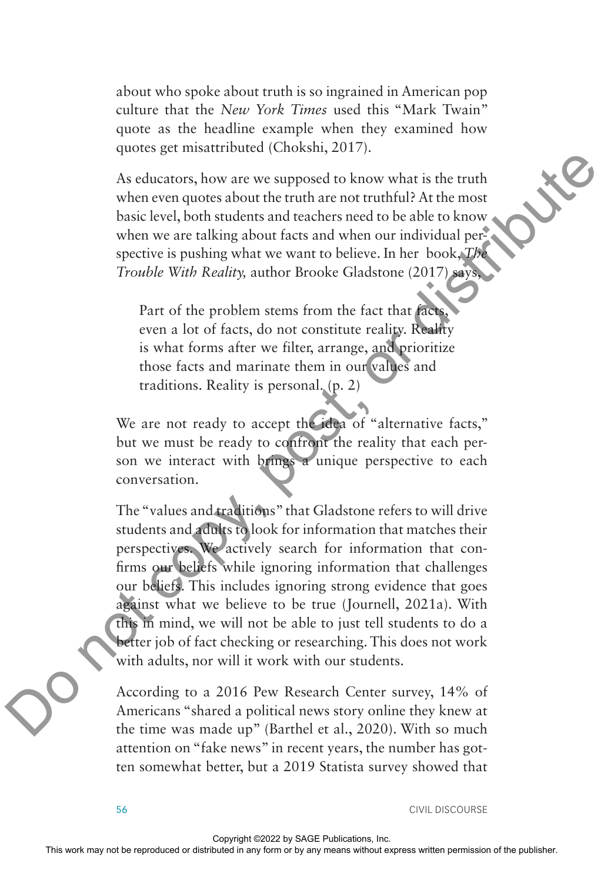about who spoke about truth is so ingrained in American pop culture that the *New York Times* used this "Mark Twain" quote as the headline example when they examined how quotes get misattributed (Chokshi, 2017).

As educators, how are we supposed to know what is the truth when even quotes about the truth are not truthful? At the most basic level, both students and teachers need to be able to know when we are talking about facts and when our individual perspective is pushing what we want to believe. In her book, *The Trouble With Reality,* author Brooke Gladstone (2017) says,

> Part of the problem stems from the fact that facts, even a lot of facts, do not constitute reality. Reality is what forms after we filter, arrange, and prioritize those facts and marinate them in our values and traditions. Reality is personal. (p. 2)

We are not ready to accept the idea of "alternative facts," but we must be ready to confront the reality that each person we interact with brings a unique perspective to each conversation.

The "values and traditions" that Gladstone refers to will drive students and adults to look for information that matches their perspectives. We actively search for information that confirms our beliefs while ignoring information that challenges our beliefs. This includes ignoring strong evidence that goes against what we believe to be true (Journell, 2021a). With this in mind, we will not be able to just tell students to do a better job of fact checking or researching. This does not work with adults, nor will it work with our students.

According to a 2016 Pew Research Center survey, 14% of Americans "shared a political news story online they knew at the time was made up" (Barthel et al., 2020). With so much attention on "fake news" in recent years, the number has gotten somewhat better, but a 2019 Statista survey showed that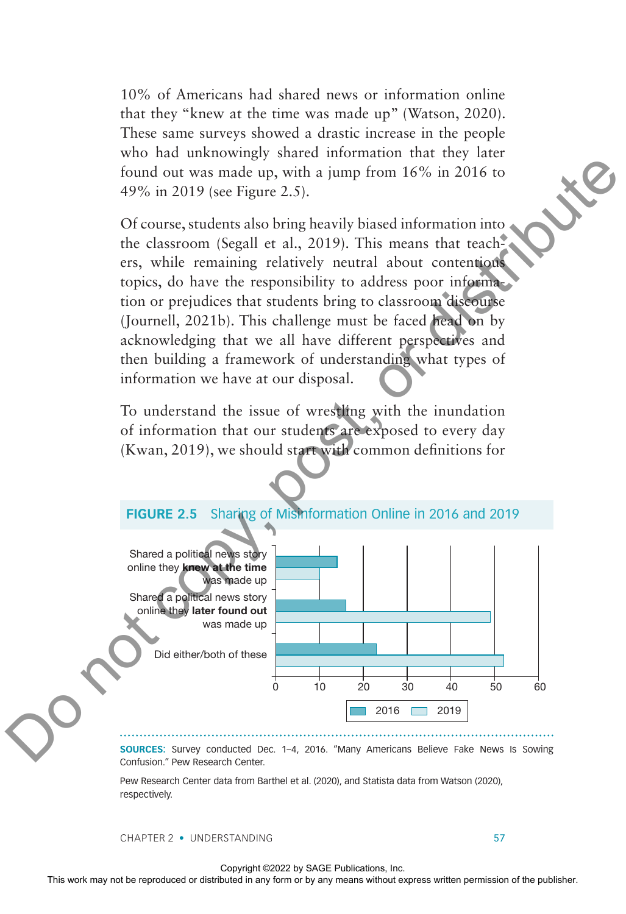10% of Americans had shared news or information online that they "knew at the time was made up" (Watson, 2020). These same surveys showed a drastic increase in the people who had unknowingly shared information that they later found out was made up, with a jump from 16% in 2016 to 49% in 2019 (see Figure 2.5).

Of course, students also bring heavily biased information into the classroom (Segall et al., 2019). This means that teachers, while remaining relatively neutral about contentious topics, do have the responsibility to address poor information or prejudices that students bring to classroom discourse (Journell, 2021b). This challenge must be faced head on by acknowledging that we all have different perspectives and then building a framework of understanding what types of information we have at our disposal.

To understand the issue of wrestling with the inundation of information that our students are exposed to every day (Kwan, 2019), we should start with common definitions for

**FIGURE 2.5** Sharing of Misinformation Online in 2016 and 2019

| | 2016 | 2019 |
|---|---|---|
| Shared a political news story online they **knew at the time** was made up | 14 | 10 |
| Shared a political news story online they **later found out** was made up | 16 | 49 |
| Did either/both of these | 23 | 52 |

**SOURCES:** Survey conducted Dec. 1–4, 2016. "Many Americans Believe Fake News Is Sowing Confusion." Pew Research Center.

Pew Research Center data from Barthel et al. (2020), and Statista data from Watson (2020), respectively.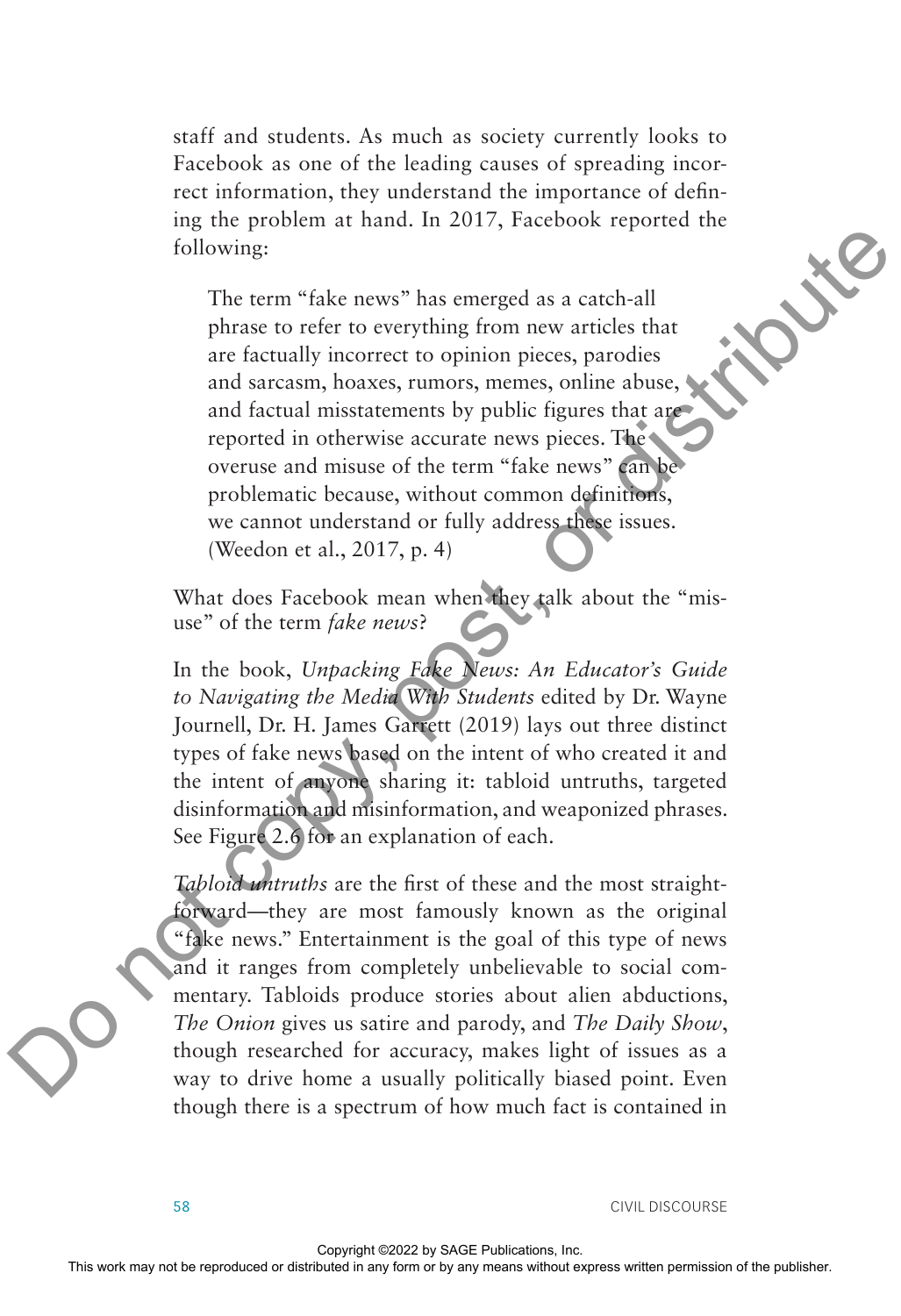staff and students. As much as society currently looks to Facebook as one of the leading causes of spreading incorrect information, they understand the importance of defining the problem at hand. In 2017, Facebook reported the following:

> The term "fake news" has emerged as a catch-all phrase to refer to everything from new articles that are factually incorrect to opinion pieces, parodies and sarcasm, hoaxes, rumors, memes, online abuse, and factual misstatements by public figures that are reported in otherwise accurate news pieces. The overuse and misuse of the term "fake news" can be problematic because, without common definitions, we cannot understand or fully address these issues. (Weedon et al., 2017, p. 4)

What does Facebook mean when they talk about the "misuse" of the term *fake news*?

In the book, *Unpacking Fake News: An Educator's Guide to Navigating the Media With Students* edited by Dr. Wayne Journell, Dr. H. James Garrett (2019) lays out three distinct types of fake news based on the intent of who created it and the intent of anyone sharing it: tabloid untruths, targeted disinformation and misinformation, and weaponized phrases. See Figure 2.6 for an explanation of each.

*Tabloid untruths* are the first of these and the most straightforward—they are most famously known as the original "fake news." Entertainment is the goal of this type of news and it ranges from completely unbelievable to social commentary. Tabloids produce stories about alien abductions, *The Onion* gives us satire and parody, and *The Daily Show*, though researched for accuracy, makes light of issues as a way to drive home a usually politically biased point. Even though there is a spectrum of how much fact is contained in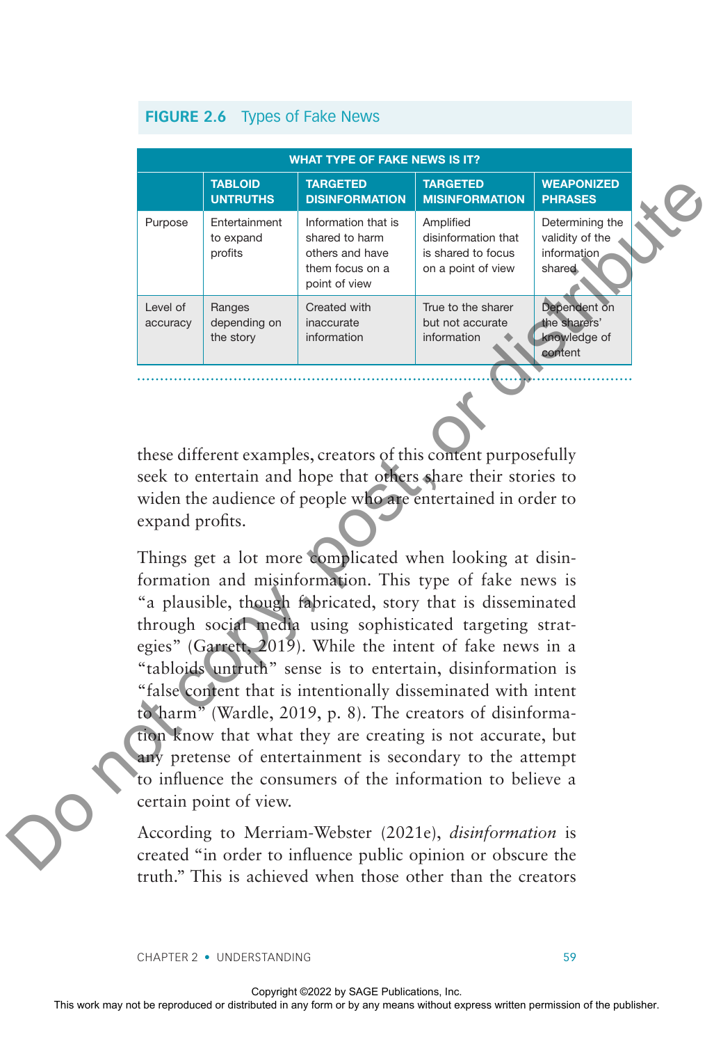**FIGURE 2.6 Types of Fake News**

| WHAT TYPE OF FAKE NEWS IS IT? | | | | |
|---|---|---|---|---|
| | **TABLOID UNTRUTHS** | **TARGETED DISINFORMATION** | **TARGETED MISINFORMATION** | **WEAPONIZED PHRASES** |
| Purpose | Entertainment to expand profits | Information that is shared to harm others and have them focus on a point of view | Amplified disinformation that is shared to focus on a point of view | Determining the validity of the information shared |
| Level of accuracy | Ranges depending on the story | Created with inaccurate information | True to the sharer but not accurate information | Dependent on the sharers' knowledge of content |

these different examples, creators of this content purposefully seek to entertain and hope that others share their stories to widen the audience of people who are entertained in order to expand profits.

Things get a lot more complicated when looking at disinformation and misinformation. This type of fake news is "a plausible, though fabricated, story that is disseminated through social media using sophisticated targeting strategies" (Garrett, 2019). While the intent of fake news in a "tabloids untruth" sense is to entertain, disinformation is "false content that is intentionally disseminated with intent to harm" (Wardle, 2019, p. 8). The creators of disinformation know that what they are creating is not accurate, but any pretense of entertainment is secondary to the attempt to influence the consumers of the information to believe a certain point of view.

According to Merriam-Webster (2021e), *disinformation* is created "in order to influence public opinion or obscure the truth." This is achieved when those other than the creators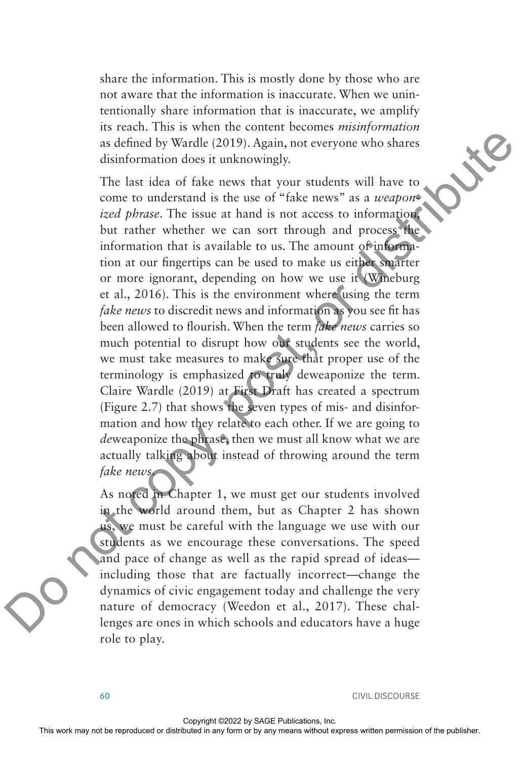share the information. This is mostly done by those who are not aware that the information is inaccurate. When we unintentionally share information that is inaccurate, we amplify its reach. This is when the content becomes *misinformation* as defined by Wardle (2019). Again, not everyone who shares disinformation does it unknowingly.

The last idea of fake news that your students will have to come to understand is the use of "fake news" as a *weaponized phrase*. The issue at hand is not access to information, but rather whether we can sort through and process the information that is available to us. The amount of information at our fingertips can be used to make us either smarter or more ignorant, depending on how we use it (Wineburg et al., 2016). This is the environment where using the term *fake news* to discredit news and information as you see fit has been allowed to flourish. When the term *fake news* carries so much potential to disrupt how our students see the world, we must take measures to make sure that proper use of the terminology is emphasized to truly deweaponize the term. Claire Wardle (2019) at First Draft has created a spectrum (Figure 2.7) that shows the seven types of mis- and disinformation and how they relate to each other. If we are going to *de*weaponize the phrase, then we must all know what we are actually talking about instead of throwing around the term *fake news*.

As noted in Chapter 1, we must get our students involved in the world around them, but as Chapter 2 has shown us, we must be careful with the language we use with our students as we encourage these conversations. The speed and pace of change as well as the rapid spread of ideas—including those that are factually incorrect—change the dynamics of civic engagement today and challenge the very nature of democracy (Weedon et al., 2017). These challenges are ones in which schools and educators have a huge role to play.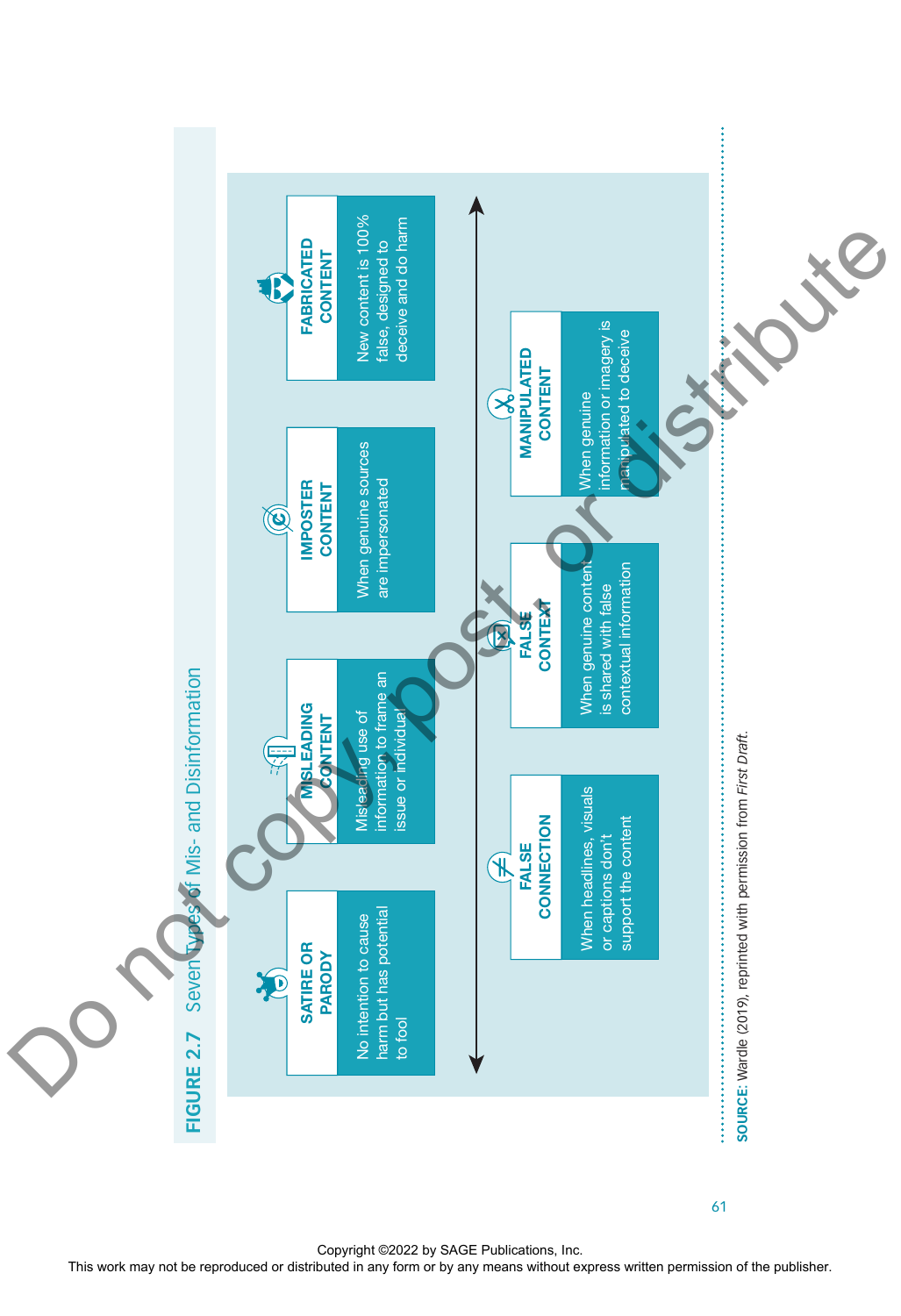**FIGURE 2.7** Seven Types of Mis- and Disinformation

**SATIRE OR PARODY**
No intention to cause harm but has potential to fool

**MISLEADING CONTENT**
Misleading use of information to frame an issue or individual

**IMPOSTER CONTENT**
When genuine sources are impersonated

**FABRICATED CONTENT**
New content is 100% false, designed to deceive and do harm

**FALSE CONNECTION**
When headlines, visuals or captions don't support the content

**FALSE CONTEXT**
When genuine content is shared with false contextual information

**MANIPULATED CONTENT**
When genuine information or imagery is manipulated to deceive

SOURCE: Wardle (2019), reprinted with permission from *First Draft*.

Copyright ©2022 by SAGE Publications, Inc.
This work may not be reproduced or distributed in any form or by any means without express written permission of the publisher.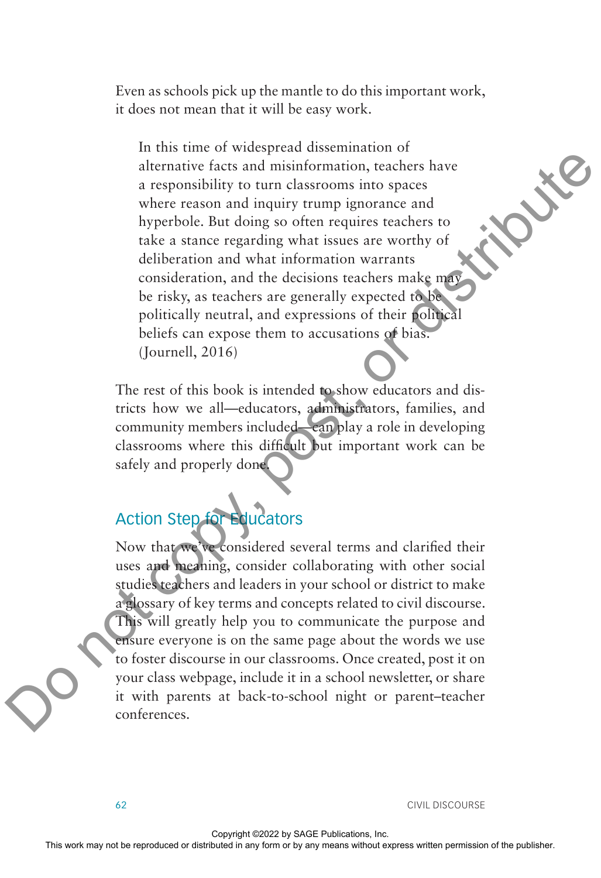Even as schools pick up the mantle to do this important work, it does not mean that it will be easy work.

> In this time of widespread dissemination of alternative facts and misinformation, teachers have a responsibility to turn classrooms into spaces where reason and inquiry trump ignorance and hyperbole. But doing so often requires teachers to take a stance regarding what issues are worthy of deliberation and what information warrants consideration, and the decisions teachers make may be risky, as teachers are generally expected to be politically neutral, and expressions of their political beliefs can expose them to accusations of bias. (Journell, 2016)

The rest of this book is intended to show educators and districts how we all—educators, administrators, families, and community members included—can play a role in developing classrooms where this difficult but important work can be safely and properly done.

## Action Step for Educators

Now that we've considered several terms and clarified their uses and meaning, consider collaborating with other social studies teachers and leaders in your school or district to make a glossary of key terms and concepts related to civil discourse. This will greatly help you to communicate the purpose and ensure everyone is on the same page about the words we use to foster discourse in our classrooms. Once created, post it on your class webpage, include it in a school newsletter, or share it with parents at back-to-school night or parent–teacher conferences.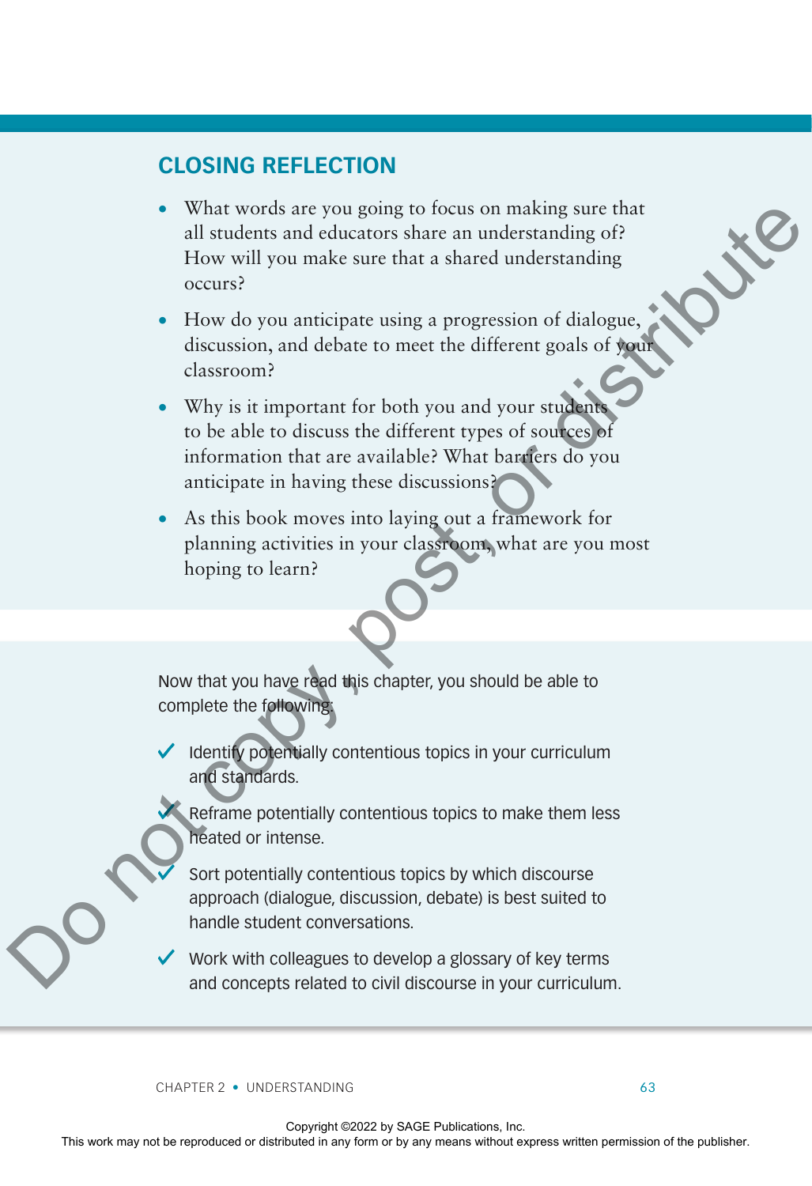## CLOSING REFLECTION

- What words are you going to focus on making sure that all students and educators share an understanding of? How will you make sure that a shared understanding occurs?
- How do you anticipate using a progression of dialogue, discussion, and debate to meet the different goals of your classroom?
- Why is it important for both you and your students to be able to discuss the different types of sources of information that are available? What barriers do you anticipate in having these discussions?
- As this book moves into laying out a framework for planning activities in your classroom, what are you most hoping to learn?

Now that you have read this chapter, you should be able to complete the following:

- ✓ Identify potentially contentious topics in your curriculum and standards.
- ✓ Reframe potentially contentious topics to make them less heated or intense.
- ✓ Sort potentially contentious topics by which discourse approach (dialogue, discussion, debate) is best suited to handle student conversations.
- ✓ Work with colleagues to develop a glossary of key terms and concepts related to civil discourse in your curriculum.